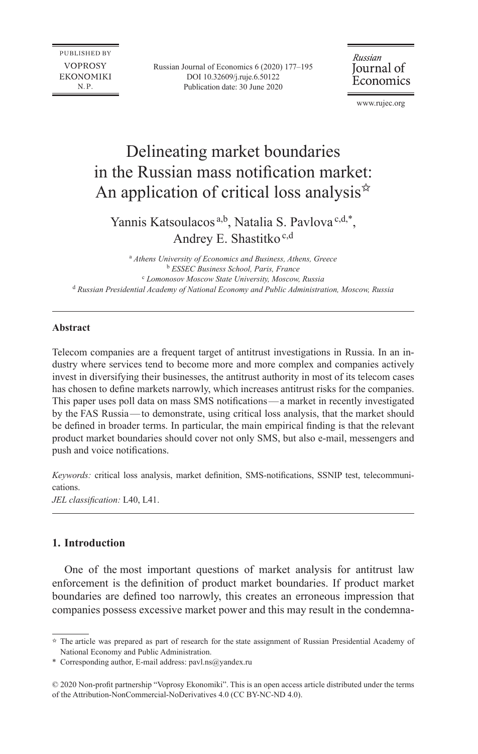# Delineating market boundaries in the Russian mass notification market: An application of critical loss analysis[☆]

Yannis Katsoulacos[a,b], Natalia S. Pavlova[c,d,*], Andrey E. Shastitko[c,d]

[a] *Athens University of Economics and Business, Athens, Greece*
[b] *ESSEC Business School, Paris, France*
[c] *Lomonosov Moscow State University, Moscow, Russia*
[d] *Russian Presidential Academy of National Economy and Public Administration, Moscow, Russia*

---

**Abstract**

Telecom companies are a frequent target of antitrust investigations in Russia. In an industry where services tend to become more and more complex and companies actively invest in diversifying their businesses, the antitrust authority in most of its telecom cases has chosen to define markets narrowly, which increases antitrust risks for the companies. This paper uses poll data on mass SMS notifications — a market in recently investigated by the FAS Russia — to demonstrate, using critical loss analysis, that the market should be defined in broader terms. In particular, the main empirical finding is that the relevant product market boundaries should cover not only SMS, but also e-mail, messengers and push and voice notifications.

*Keywords:* critical loss analysis, market definition, SMS-notifications, SSNIP test, telecommunications.
*JEL classification:* L40, L41.

---

## 1. Introduction

One of the most important questions of market analysis for antitrust law enforcement is the definition of product market boundaries. If product market boundaries are defined too narrowly, this creates an erroneous impression that companies possess excessive market power and this may result in the condemna-

---

☆ The article was prepared as part of research for the state assignment of Russian Presidential Academy of National Economy and Public Administration.

\* Corresponding author, E-mail address: pavl.ns@yandex.ru

© 2020 Non-profit partnership "Voprosy Ekonomiki". This is an open access article distributed under the terms of the Attribution-NonCommercial-NoDerivatives 4.0 (CC BY-NC-ND 4.0).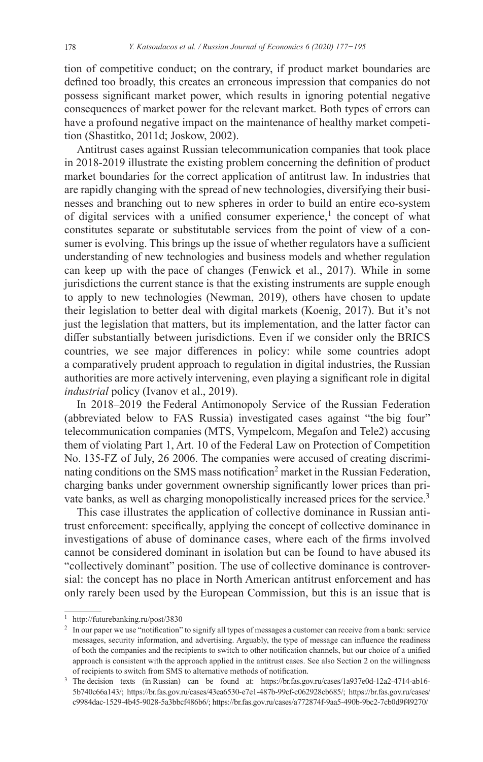tion of competitive conduct; on the contrary, if product market boundaries are defined too broadly, this creates an erroneous impression that companies do not possess significant market power, which results in ignoring potential negative consequences of market power for the relevant market. Both types of errors can have a profound negative impact on the maintenance of healthy market competition (Shastitko, 2011d; Joskow, 2002).

Antitrust cases against Russian telecommunication companies that took place in 2018-2019 illustrate the existing problem concerning the definition of product market boundaries for the correct application of antitrust law. In industries that are rapidly changing with the spread of new technologies, diversifying their businesses and branching out to new spheres in order to build an entire eco-system of digital services with a unified consumer experience,[1] the concept of what constitutes separate or substitutable services from the point of view of a consumer is evolving. This brings up the issue of whether regulators have a sufficient understanding of new technologies and business models and whether regulation can keep up with the pace of changes (Fenwick et al., 2017). While in some jurisdictions the current stance is that the existing instruments are supple enough to apply to new technologies (Newman, 2019), others have chosen to update their legislation to better deal with digital markets (Koenig, 2017). But it's not just the legislation that matters, but its implementation, and the latter factor can differ substantially between jurisdictions. Even if we consider only the BRICS countries, we see major differences in policy: while some countries adopt a comparatively prudent approach to regulation in digital industries, the Russian authorities are more actively intervening, even playing a significant role in digital *industrial* policy (Ivanov et al., 2019).

In 2018–2019 the Federal Antimonopoly Service of the Russian Federation (abbreviated below to FAS Russia) investigated cases against "the big four" telecommunication companies (MTS, Vympelcom, Megafon and Tele2) accusing them of violating Part 1, Art. 10 of the Federal Law on Protection of Competition No. 135-FZ of July, 26 2006. The companies were accused of creating discriminating conditions on the SMS mass notification[2] market in the Russian Federation, charging banks under government ownership significantly lower prices than private banks, as well as charging monopolistically increased prices for the service.[3]

This case illustrates the application of collective dominance in Russian antitrust enforcement: specifically, applying the concept of collective dominance in investigations of abuse of dominance cases, where each of the firms involved cannot be considered dominant in isolation but can be found to have abused its "collectively dominant" position. The use of collective dominance is controversial: the concept has no place in North American antitrust enforcement and has only rarely been used by the European Commission, but this is an issue that is

---

[1] http://futurebanking.ru/post/3830

[2] In our paper we use "notification" to signify all types of messages a customer can receive from a bank: service messages, security information, and advertising. Arguably, the type of message can influence the readiness of both the companies and the recipients to switch to other notification channels, but our choice of a unified approach is consistent with the approach applied in the antitrust cases. See also Section 2 on the willingness of recipients to switch from SMS to alternative methods of notification.

[3] The decision texts (in Russian) can be found at: https://br.fas.gov.ru/cases/1a937e0d-12a2-4714-ab16-5b740c66a143/; https://br.fas.gov.ru/cases/43ea6530-e7e1-487b-99cf-c062928cb685/; https://br.fas.gov.ru/cases/c9984dac-1529-4b45-9028-5a3bbcf486b6/; https://br.fas.gov.ru/cases/a772874f-9aa5-490b-9bc2-7cb0d9f49270/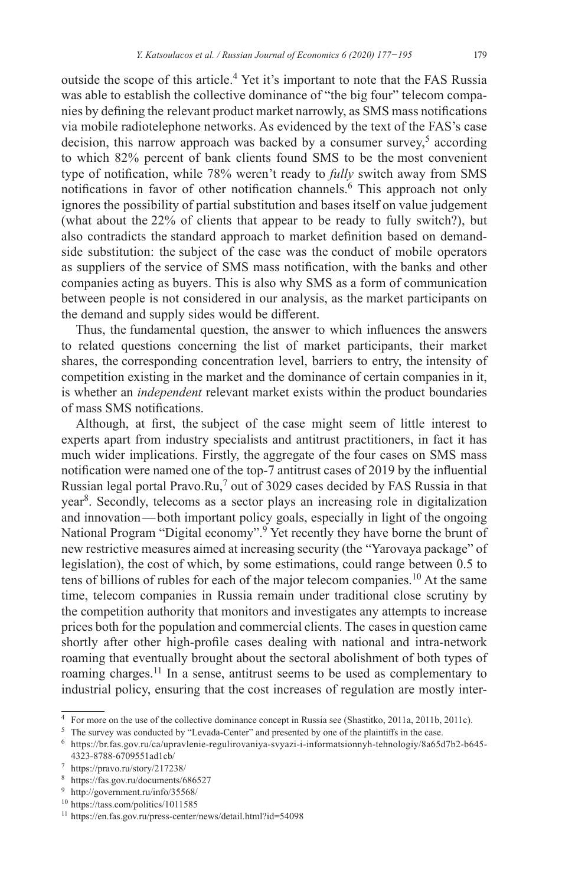outside the scope of this article.[4] Yet it's important to note that the FAS Russia was able to establish the collective dominance of "the big four" telecom companies by defining the relevant product market narrowly, as SMS mass notifications via mobile radiotelephone networks. As evidenced by the text of the FAS's case decision, this narrow approach was backed by a consumer survey,[5] according to which 82% percent of bank clients found SMS to be the most convenient type of notification, while 78% weren't ready to *fully* switch away from SMS notifications in favor of other notification channels.[6] This approach not only ignores the possibility of partial substitution and bases itself on value judgement (what about the 22% of clients that appear to be ready to fully switch?), but also contradicts the standard approach to market definition based on demand-side substitution: the subject of the case was the conduct of mobile operators as suppliers of the service of SMS mass notification, with the banks and other companies acting as buyers. This is also why SMS as a form of communication between people is not considered in our analysis, as the market participants on the demand and supply sides would be different.

Thus, the fundamental question, the answer to which influences the answers to related questions concerning the list of market participants, their market shares, the corresponding concentration level, barriers to entry, the intensity of competition existing in the market and the dominance of certain companies in it, is whether an *independent* relevant market exists within the product boundaries of mass SMS notifications.

Although, at first, the subject of the case might seem of little interest to experts apart from industry specialists and antitrust practitioners, in fact it has much wider implications. Firstly, the aggregate of the four cases on SMS mass notification were named one of the top-7 antitrust cases of 2019 by the influential Russian legal portal Pravo.Ru,[7] out of 3029 cases decided by FAS Russia in that year[8]. Secondly, telecoms as a sector plays an increasing role in digitalization and innovation — both important policy goals, especially in light of the ongoing National Program "Digital economy".[9] Yet recently they have borne the brunt of new restrictive measures aimed at increasing security (the "Yarovaya package" of legislation), the cost of which, by some estimations, could range between 0.5 to tens of billions of rubles for each of the major telecom companies.[10] At the same time, telecom companies in Russia remain under traditional close scrutiny by the competition authority that monitors and investigates any attempts to increase prices both for the population and commercial clients. The cases in question came shortly after other high-profile cases dealing with national and intra-network roaming that eventually brought about the sectoral abolishment of both types of roaming charges.[11] In a sense, antitrust seems to be used as complementary to industrial policy, ensuring that the cost increases of regulation are mostly inter-

---

[4] For more on the use of the collective dominance concept in Russia see (Shastitko, 2011a, 2011b, 2011c).

[5] The survey was conducted by "Levada-Center" and presented by one of the plaintiffs in the case.

[6] https://br.fas.gov.ru/ca/upravlenie-regulirovaniya-svyazi-i-informatsionnyh-tehnologiy/8a65d7b2-b645-4323-8788-6709551ad1cb/

[7] https://pravo.ru/story/217238/

[8] https://fas.gov.ru/documents/686527

[9] http://government.ru/info/35568/

[10] https://tass.com/politics/1011585

[11] https://en.fas.gov.ru/press-center/news/detail.html?id=54098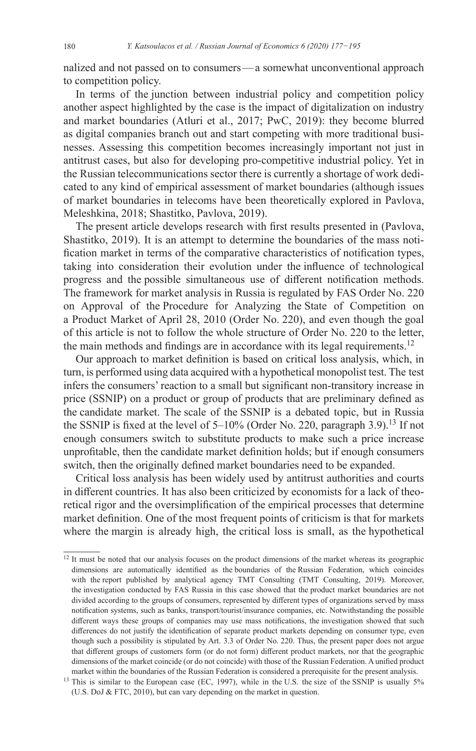nalized and not passed on to consumers — a somewhat unconventional approach to competition policy.

In terms of the junction between industrial policy and competition policy another aspect highlighted by the case is the impact of digitalization on industry and market boundaries (Atluri et al., 2017; PwC, 2019): they become blurred as digital companies branch out and start competing with more traditional businesses. Assessing this competition becomes increasingly important not just in antitrust cases, but also for developing pro-competitive industrial policy. Yet in the Russian telecommunications sector there is currently a shortage of work dedicated to any kind of empirical assessment of market boundaries (although issues of market boundaries in telecoms have been theoretically explored in Pavlova, Meleshkina, 2018; Shastitko, Pavlova, 2019).

The present article develops research with first results presented in (Pavlova, Shastitko, 2019). It is an attempt to determine the boundaries of the mass notification market in terms of the comparative characteristics of notification types, taking into consideration their evolution under the influence of technological progress and the possible simultaneous use of different notification methods. The framework for market analysis in Russia is regulated by FAS Order No. 220 on Approval of the Procedure for Analyzing the State of Competition on a Product Market of April 28, 2010 (Order No. 220), and even though the goal of this article is not to follow the whole structure of Order No. 220 to the letter, the main methods and findings are in accordance with its legal requirements.[12]

Our approach to market definition is based on critical loss analysis, which, in turn, is performed using data acquired with a hypothetical monopolist test. The test infers the consumers' reaction to a small but significant non-transitory increase in price (SSNIP) on a product or group of products that are preliminary defined as the candidate market. The scale of the SSNIP is a debated topic, but in Russia the SSNIP is fixed at the level of 5–10% (Order No. 220, paragraph 3.9).[13] If not enough consumers switch to substitute products to make such a price increase unprofitable, then the candidate market definition holds; but if enough consumers switch, then the originally defined market boundaries need to be expanded.

Critical loss analysis has been widely used by antitrust authorities and courts in different countries. It has also been criticized by economists for a lack of theoretical rigor and the oversimplification of the empirical processes that determine market definition. One of the most frequent points of criticism is that for markets where the margin is already high, the critical loss is small, as the hypothetical

---

[12] It must be noted that our analysis focuses on the product dimensions of the market whereas its geographic dimensions are automatically identified as the boundaries of the Russian Federation, which coincides with the report published by analytical agency TMT Consulting (TMT Consulting, 2019). Moreover, the investigation conducted by FAS Russia in this case showed that the product market boundaries are not divided according to the groups of consumers, represented by different types of organizations served by mass notification systems, such as banks, transport/tourist/insurance companies, etc. Notwithstanding the possible different ways these groups of companies may use mass notifications, the investigation showed that such differences do not justify the identification of separate product markets depending on consumer type, even though such a possibility is stipulated by Art. 3.3 of Order No. 220. Thus, the present paper does not argue that different groups of customers form (or do not form) different product markets, nor that the geographic dimensions of the market coincide (or do not coincide) with those of the Russian Federation. A unified product market within the boundaries of the Russian Federation is considered a prerequisite for the present analysis.

[13] This is similar to the European case (EC, 1997), while in the U.S. the size of the SSNIP is usually 5% (U.S. DoJ & FTC, 2010), but can vary depending on the market in question.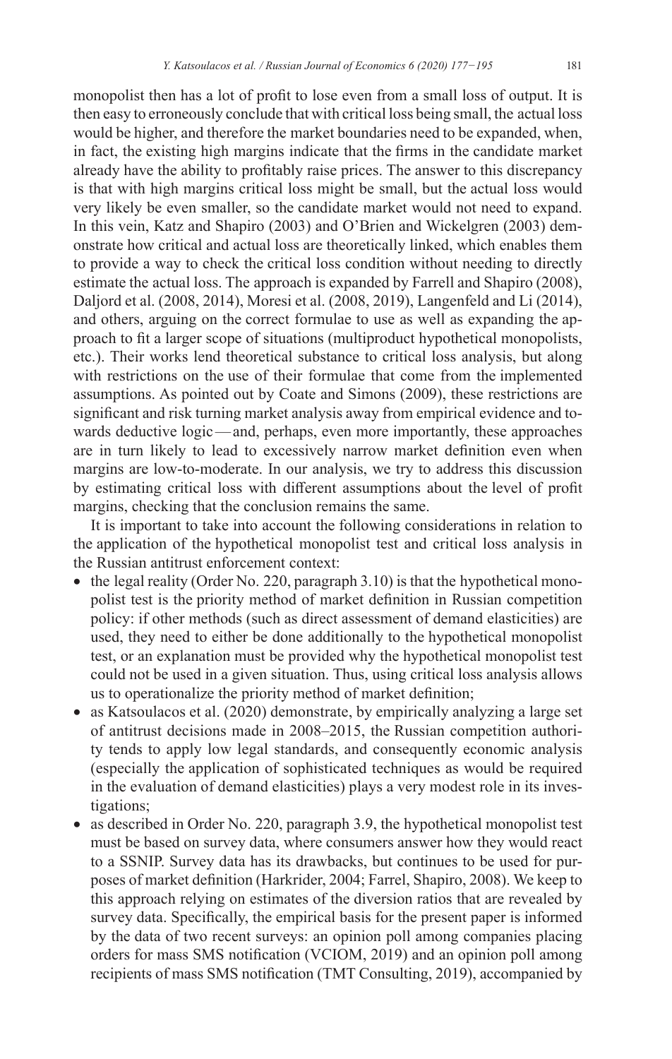monopolist then has a lot of profit to lose even from a small loss of output. It is then easy to erroneously conclude that with critical loss being small, the actual loss would be higher, and therefore the market boundaries need to be expanded, when, in fact, the existing high margins indicate that the firms in the candidate market already have the ability to profitably raise prices. The answer to this discrepancy is that with high margins critical loss might be small, but the actual loss would very likely be even smaller, so the candidate market would not need to expand. In this vein, Katz and Shapiro (2003) and O'Brien and Wickelgren (2003) demonstrate how critical and actual loss are theoretically linked, which enables them to provide a way to check the critical loss condition without needing to directly estimate the actual loss. The approach is expanded by Farrell and Shapiro (2008), Daljord et al. (2008, 2014), Moresi et al. (2008, 2019), Langenfeld and Li (2014), and others, arguing on the correct formulae to use as well as expanding the approach to fit a larger scope of situations (multiproduct hypothetical monopolists, etc.). Their works lend theoretical substance to critical loss analysis, but along with restrictions on the use of their formulae that come from the implemented assumptions. As pointed out by Coate and Simons (2009), these restrictions are significant and risk turning market analysis away from empirical evidence and towards deductive logic — and, perhaps, even more importantly, these approaches are in turn likely to lead to excessively narrow market definition even when margins are low-to-moderate. In our analysis, we try to address this discussion by estimating critical loss with different assumptions about the level of profit margins, checking that the conclusion remains the same.

It is important to take into account the following considerations in relation to the application of the hypothetical monopolist test and critical loss analysis in the Russian antitrust enforcement context:

- the legal reality (Order No. 220, paragraph 3.10) is that the hypothetical monopolist test is the priority method of market definition in Russian competition policy: if other methods (such as direct assessment of demand elasticities) are used, they need to either be done additionally to the hypothetical monopolist test, or an explanation must be provided why the hypothetical monopolist test could not be used in a given situation. Thus, using critical loss analysis allows us to operationalize the priority method of market definition;
- as Katsoulacos et al. (2020) demonstrate, by empirically analyzing a large set of antitrust decisions made in 2008–2015, the Russian competition authority tends to apply low legal standards, and consequently economic analysis (especially the application of sophisticated techniques as would be required in the evaluation of demand elasticities) plays a very modest role in its investigations;
- as described in Order No. 220, paragraph 3.9, the hypothetical monopolist test must be based on survey data, where consumers answer how they would react to a SSNIP. Survey data has its drawbacks, but continues to be used for purposes of market definition (Harkrider, 2004; Farrel, Shapiro, 2008). We keep to this approach relying on estimates of the diversion ratios that are revealed by survey data. Specifically, the empirical basis for the present paper is informed by the data of two recent surveys: an opinion poll among companies placing orders for mass SMS notification (VCIOM, 2019) and an opinion poll among recipients of mass SMS notification (TMT Consulting, 2019), accompanied by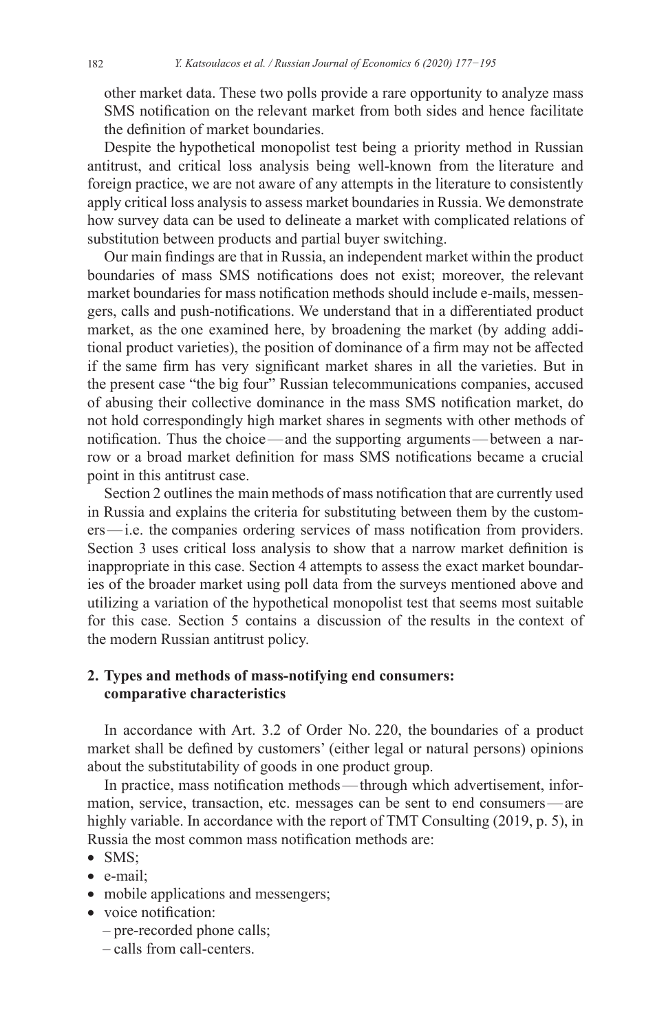other market data. These two polls provide a rare opportunity to analyze mass SMS notification on the relevant market from both sides and hence facilitate the definition of market boundaries.

Despite the hypothetical monopolist test being a priority method in Russian antitrust, and critical loss analysis being well-known from the literature and foreign practice, we are not aware of any attempts in the literature to consistently apply critical loss analysis to assess market boundaries in Russia. We demonstrate how survey data can be used to delineate a market with complicated relations of substitution between products and partial buyer switching.

Our main findings are that in Russia, an independent market within the product boundaries of mass SMS notifications does not exist; moreover, the relevant market boundaries for mass notification methods should include e-mails, messengers, calls and push-notifications. We understand that in a differentiated product market, as the one examined here, by broadening the market (by adding additional product varieties), the position of dominance of a firm may not be affected if the same firm has very significant market shares in all the varieties. But in the present case "the big four" Russian telecommunications companies, accused of abusing their collective dominance in the mass SMS notification market, do not hold correspondingly high market shares in segments with other methods of notification. Thus the choice—and the supporting arguments—between a narrow or a broad market definition for mass SMS notifications became a crucial point in this antitrust case.

Section 2 outlines the main methods of mass notification that are currently used in Russia and explains the criteria for substituting between them by the customers—i.e. the companies ordering services of mass notification from providers. Section 3 uses critical loss analysis to show that a narrow market definition is inappropriate in this case. Section 4 attempts to assess the exact market boundaries of the broader market using poll data from the surveys mentioned above and utilizing a variation of the hypothetical monopolist test that seems most suitable for this case. Section 5 contains a discussion of the results in the context of the modern Russian antitrust policy.

## 2. Types and methods of mass-notifying end consumers: comparative characteristics

In accordance with Art. 3.2 of Order No. 220, the boundaries of a product market shall be defined by customers' (either legal or natural persons) opinions about the substitutability of goods in one product group.

In practice, mass notification methods—through which advertisement, information, service, transaction, etc. messages can be sent to end consumers—are highly variable. In accordance with the report of TMT Consulting (2019, p. 5), in Russia the most common mass notification methods are:

- SMS;
- e-mail;
- mobile applications and messengers;
- voice notification:
  - pre-recorded phone calls;
  - calls from call-centers.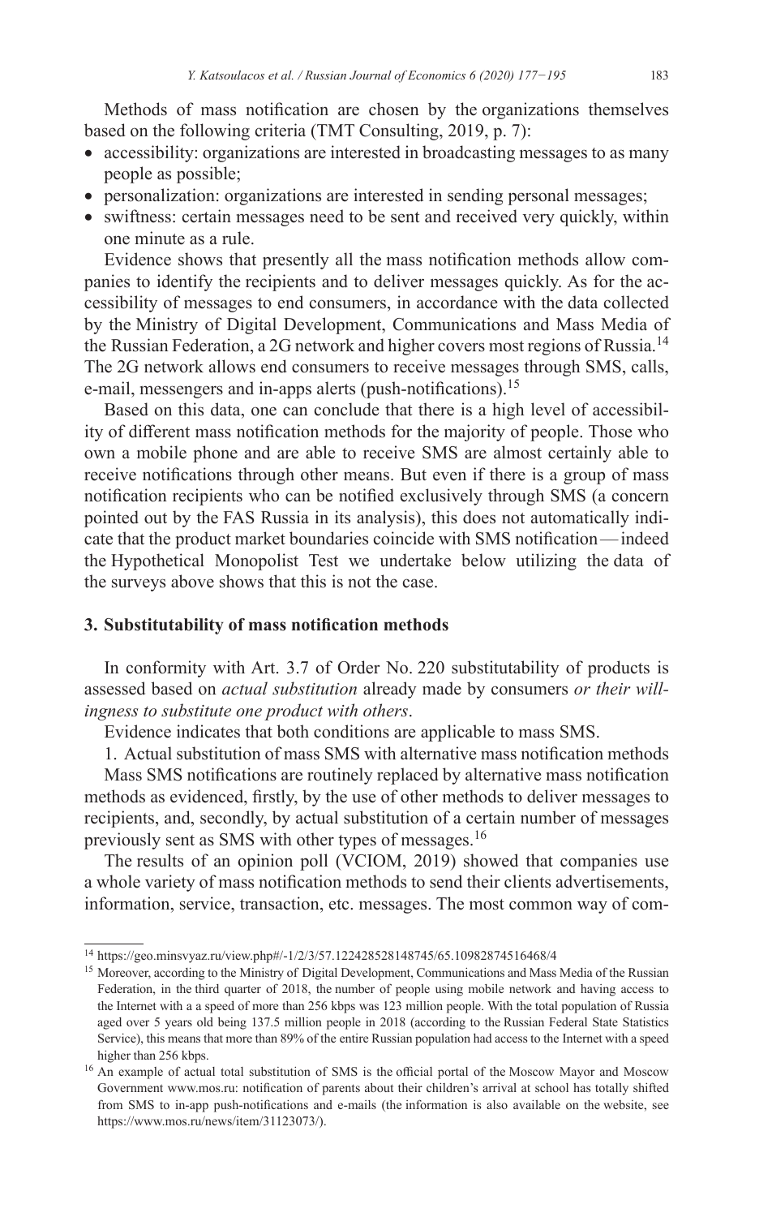Methods of mass notification are chosen by the organizations themselves based on the following criteria (TMT Consulting, 2019, p. 7):

- accessibility: organizations are interested in broadcasting messages to as many people as possible;
- personalization: organizations are interested in sending personal messages;
- swiftness: certain messages need to be sent and received very quickly, within one minute as a rule.

Evidence shows that presently all the mass notification methods allow companies to identify the recipients and to deliver messages quickly. As for the accessibility of messages to end consumers, in accordance with the data collected by the Ministry of Digital Development, Communications and Mass Media of the Russian Federation, a 2G network and higher covers most regions of Russia.[14] The 2G network allows end consumers to receive messages through SMS, calls, e-mail, messengers and in-apps alerts (push-notifications).[15]

Based on this data, one can conclude that there is a high level of accessibility of different mass notification methods for the majority of people. Those who own a mobile phone and are able to receive SMS are almost certainly able to receive notifications through other means. But even if there is a group of mass notification recipients who can be notified exclusively through SMS (a concern pointed out by the FAS Russia in its analysis), this does not automatically indicate that the product market boundaries coincide with SMS notification — indeed the Hypothetical Monopolist Test we undertake below utilizing the data of the surveys above shows that this is not the case.

## 3. Substitutability of mass notification methods

In conformity with Art. 3.7 of Order No. 220 substitutability of products is assessed based on *actual substitution* already made by consumers *or their willingness to substitute one product with others*.

Evidence indicates that both conditions are applicable to mass SMS.

1. Actual substitution of mass SMS with alternative mass notification methods

Mass SMS notifications are routinely replaced by alternative mass notification methods as evidenced, firstly, by the use of other methods to deliver messages to recipients, and, secondly, by actual substitution of a certain number of messages previously sent as SMS with other types of messages.[16]

The results of an opinion poll (VCIOM, 2019) showed that companies use a whole variety of mass notification methods to send their clients advertisements, information, service, transaction, etc. messages. The most common way of com-

---

[14] https://geo.minsvyaz.ru/view.php#/-1/2/3/57.122428528148745/65.10982874516468/4

[15] Moreover, according to the Ministry of Digital Development, Communications and Mass Media of the Russian Federation, in the third quarter of 2018, the number of people using mobile network and having access to the Internet with a a speed of more than 256 kbps was 123 million people. With the total population of Russia aged over 5 years old being 137.5 million people in 2018 (according to the Russian Federal State Statistics Service), this means that more than 89% of the entire Russian population had access to the Internet with a speed higher than 256 kbps.

[16] An example of actual total substitution of SMS is the official portal of the Moscow Mayor and Moscow Government www.mos.ru: notification of parents about their children's arrival at school has totally shifted from SMS to in-app push-notifications and e-mails (the information is also available on the website, see https://www.mos.ru/news/item/31123073/).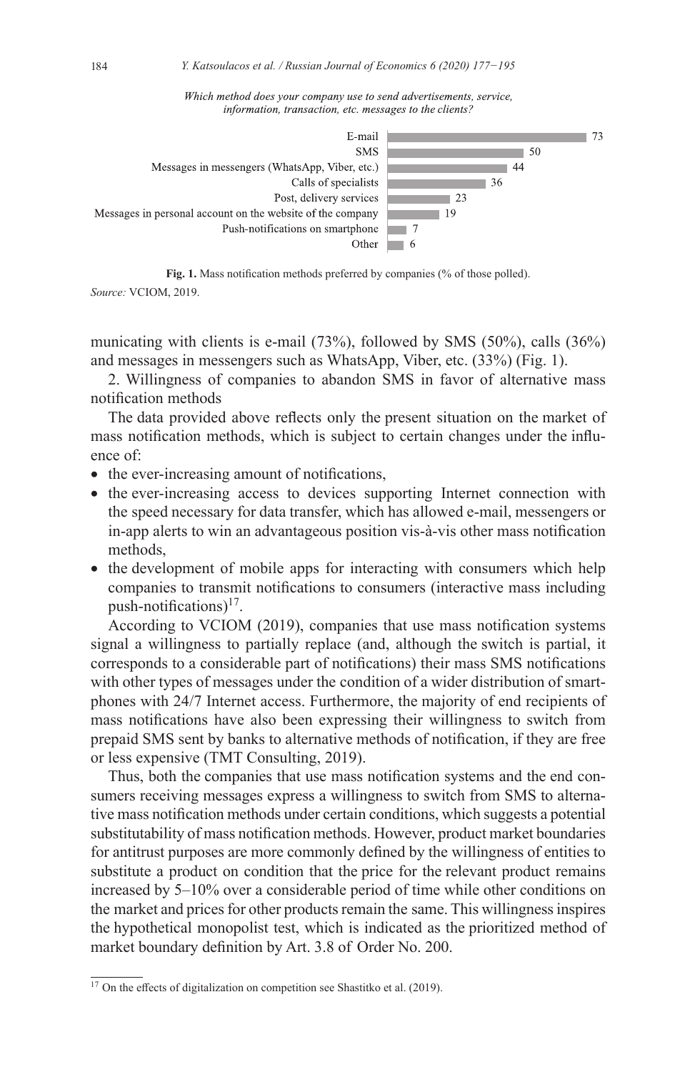*Which method does your company use to send advertisements, service, information, transaction, etc. messages to the clients?*

| Method | % |
|---|---|
| E-mail | 73 |
| SMS | 50 |
| Messages in messengers (WhatsApp, Viber, etc.) | 44 |
| Calls of specialists | 36 |
| Post, delivery services | 23 |
| Messages in personal account on the website of the company | 19 |
| Push-notifications on smartphone | 7 |
| Other | 6 |

**Fig. 1.** Mass notification methods preferred by companies (% of those polled).

*Source:* VCIOM, 2019.

municating with clients is e-mail (73%), followed by SMS (50%), calls (36%) and messages in messengers such as WhatsApp, Viber, etc. (33%) (Fig. 1).

2. Willingness of companies to abandon SMS in favor of alternative mass notification methods

The data provided above reflects only the present situation on the market of mass notification methods, which is subject to certain changes under the influence of:

- the ever-increasing amount of notifications,
- the ever-increasing access to devices supporting Internet connection with the speed necessary for data transfer, which has allowed e-mail, messengers or in-app alerts to win an advantageous position vis-à-vis other mass notification methods,
- the development of mobile apps for interacting with consumers which help companies to transmit notifications to consumers (interactive mass including push-notifications)[17].

According to VCIOM (2019), companies that use mass notification systems signal a willingness to partially replace (and, although the switch is partial, it corresponds to a considerable part of notifications) their mass SMS notifications with other types of messages under the condition of a wider distribution of smartphones with 24/7 Internet access. Furthermore, the majority of end recipients of mass notifications have also been expressing their willingness to switch from prepaid SMS sent by banks to alternative methods of notification, if they are free or less expensive (TMT Consulting, 2019).

Thus, both the companies that use mass notification systems and the end consumers receiving messages express a willingness to switch from SMS to alternative mass notification methods under certain conditions, which suggests a potential substitutability of mass notification methods. However, product market boundaries for antitrust purposes are more commonly defined by the willingness of entities to substitute a product on condition that the price for the relevant product remains increased by 5–10% over a considerable period of time while other conditions on the market and prices for other products remain the same. This willingness inspires the hypothetical monopolist test, which is indicated as the prioritized method of market boundary definition by Art. 3.8 of Order No. 200.

[17] On the effects of digitalization on competition see Shastitko et al. (2019).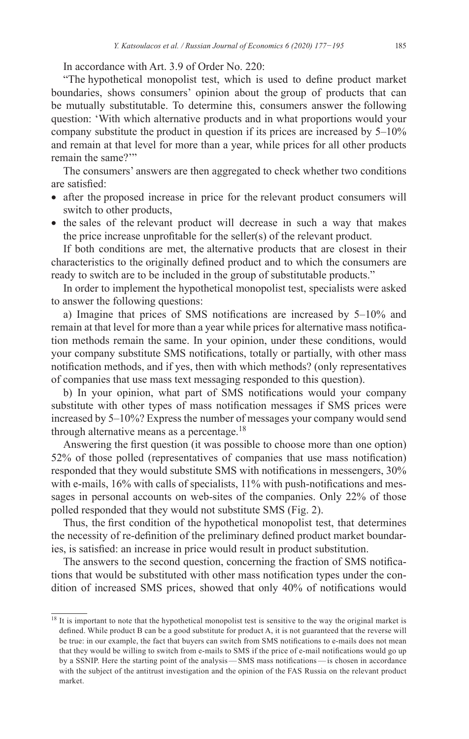In accordance with Art. 3.9 of Order No. 220:

"The hypothetical monopolist test, which is used to define product market boundaries, shows consumers' opinion about the group of products that can be mutually substitutable. To determine this, consumers answer the following question: 'With which alternative products and in what proportions would your company substitute the product in question if its prices are increased by 5–10% and remain at that level for more than a year, while prices for all other products remain the same?'"

The consumers' answers are then aggregated to check whether two conditions are satisfied:

- after the proposed increase in price for the relevant product consumers will switch to other products,
- the sales of the relevant product will decrease in such a way that makes the price increase unprofitable for the seller(s) of the relevant product.

If both conditions are met, the alternative products that are closest in their characteristics to the originally defined product and to which the consumers are ready to switch are to be included in the group of substitutable products."

In order to implement the hypothetical monopolist test, specialists were asked to answer the following questions:

a) Imagine that prices of SMS notifications are increased by 5–10% and remain at that level for more than a year while prices for alternative mass notification methods remain the same. In your opinion, under these conditions, would your company substitute SMS notifications, totally or partially, with other mass notification methods, and if yes, then with which methods? (only representatives of companies that use mass text messaging responded to this question).

b) In your opinion, what part of SMS notifications would your company substitute with other types of mass notification messages if SMS prices were increased by 5–10%? Express the number of messages your company would send through alternative means as a percentage.[18]

Answering the first question (it was possible to choose more than one option) 52% of those polled (representatives of companies that use mass notification) responded that they would substitute SMS with notifications in messengers, 30% with e-mails, 16% with calls of specialists, 11% with push-notifications and messages in personal accounts on web-sites of the companies. Only 22% of those polled responded that they would not substitute SMS (Fig. 2).

Thus, the first condition of the hypothetical monopolist test, that determines the necessity of re-definition of the preliminary defined product market boundaries, is satisfied: an increase in price would result in product substitution.

The answers to the second question, concerning the fraction of SMS notifications that would be substituted with other mass notification types under the condition of increased SMS prices, showed that only 40% of notifications would

---

[18] It is important to note that the hypothetical monopolist test is sensitive to the way the original market is defined. While product B can be a good substitute for product A, it is not guaranteed that the reverse will be true: in our example, the fact that buyers can switch from SMS notifications to e-mails does not mean that they would be willing to switch from e-mails to SMS if the price of e-mail notifications would go up by a SSNIP. Here the starting point of the analysis — SMS mass notifications — is chosen in accordance with the subject of the antitrust investigation and the opinion of the FAS Russia on the relevant product market.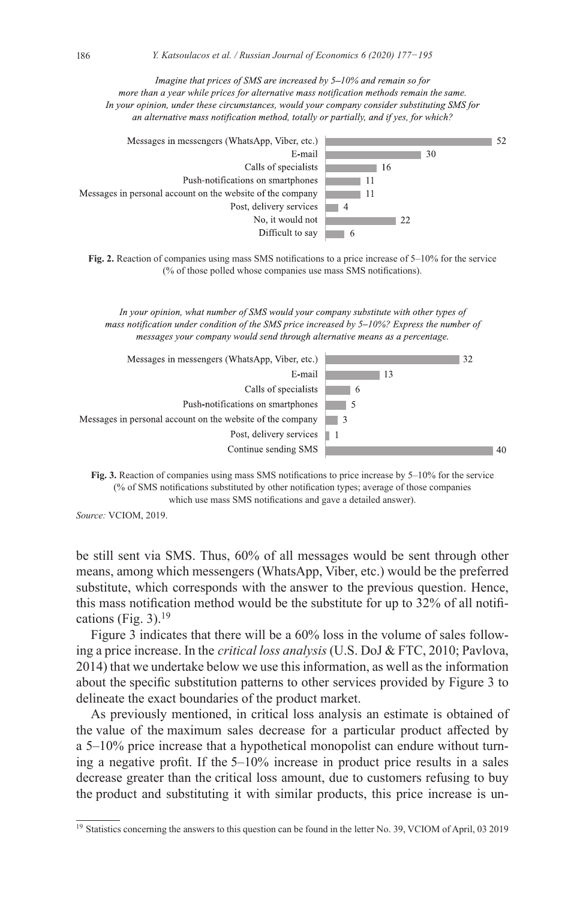*Imagine that prices of SMS are increased by 5–10% and remain so for more than a year while prices for alternative mass notification methods remain the same. In your opinion, under these circumstances, would your company consider substituting SMS for an alternative mass notification method, totally or partially, and if yes, for which?*

| Response | % |
|---|---|
| Messages in messengers (WhatsApp, Viber, etc.) | 52 |
| E-mail | 30 |
| Calls of specialists | 16 |
| Push-notifications on smartphones | 11 |
| Messages in personal account on the website of the company | 11 |
| Post, delivery services | 4 |
| No, it would not | 22 |
| Difficult to say | 6 |

**Fig. 2.** Reaction of companies using mass SMS notifications to a price increase of 5–10% for the service (% of those polled whose companies use mass SMS notifications).

*In your opinion, what number of SMS would your company substitute with other types of mass notification under condition of the SMS price increased by 5–10%? Express the number of messages your company would send through alternative means as a percentage.*

| Response | % |
|---|---|
| Messages in messengers (WhatsApp, Viber, etc.) | 32 |
| E-mail | 13 |
| Calls of specialists | 6 |
| Push-notifications on smartphones | 5 |
| Messages in personal account on the website of the company | 3 |
| Post, delivery services | 1 |
| Continue sending SMS | 40 |

**Fig. 3.** Reaction of companies using mass SMS notifications to price increase by 5–10% for the service (% of SMS notifications substituted by other notification types; average of those companies which use mass SMS notifications and gave a detailed answer).

*Source:* VCIOM, 2019.

be still sent via SMS. Thus, 60% of all messages would be sent through other means, among which messengers (WhatsApp, Viber, etc.) would be the preferred substitute, which corresponds with the answer to the previous question. Hence, this mass notification method would be the substitute for up to 32% of all notifications (Fig. 3).[19]

Figure 3 indicates that there will be a 60% loss in the volume of sales following a price increase. In the *critical loss analysis* (U.S. DoJ & FTC, 2010; Pavlova, 2014) that we undertake below we use this information, as well as the information about the specific substitution patterns to other services provided by Figure 3 to delineate the exact boundaries of the product market.

As previously mentioned, in critical loss analysis an estimate is obtained of the value of the maximum sales decrease for a particular product affected by a 5–10% price increase that a hypothetical monopolist can endure without turning a negative profit. If the 5–10% increase in product price results in a sales decrease greater than the critical loss amount, due to customers refusing to buy the product and substituting it with similar products, this price increase is un-

[19] Statistics concerning the answers to this question can be found in the letter No. 39, VCIOM of April, 03 2019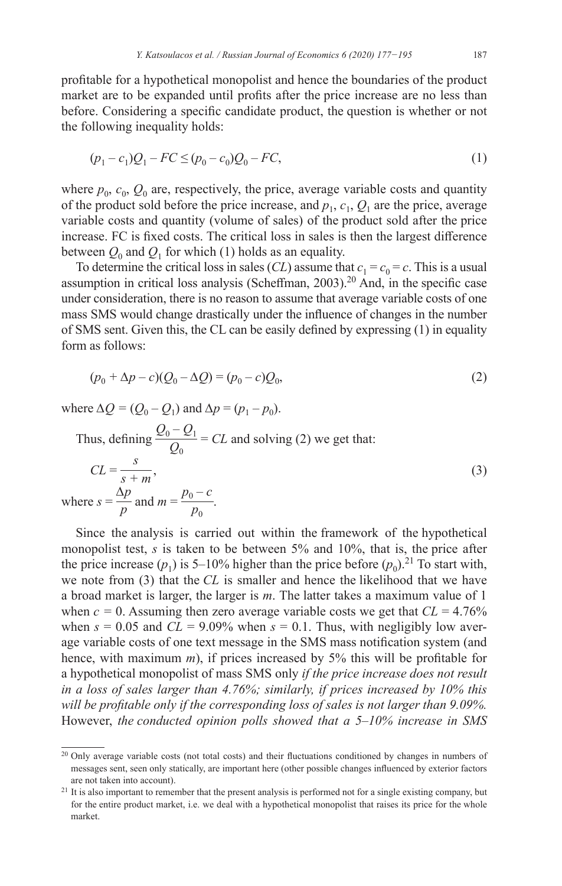profitable for a hypothetical monopolist and hence the boundaries of the product market are to be expanded until profits after the price increase are no less than before. Considering a specific candidate product, the question is whether or not the following inequality holds:

$$(p_1 - c_1)Q_1 - FC \leq (p_0 - c_0)Q_0 - FC, \tag{1}$$

where $p_0$, $c_0$, $Q_0$ are, respectively, the price, average variable costs and quantity of the product sold before the price increase, and $p_1$, $c_1$, $Q_1$ are the price, average variable costs and quantity (volume of sales) of the product sold after the price increase. FC is fixed costs. The critical loss in sales is then the largest difference between $Q_0$ and $Q_1$ for which (1) holds as an equality.

To determine the critical loss in sales (*CL*) assume that $c_1 = c_0 = c$. This is a usual assumption in critical loss analysis (Scheffman, 2003).[20] And, in the specific case under consideration, there is no reason to assume that average variable costs of one mass SMS would change drastically under the influence of changes in the number of SMS sent. Given this, the CL can be easily defined by expressing (1) in equality form as follows:

$$(p_0 + \Delta p - c)(Q_0 - \Delta Q) = (p_0 - c)Q_0, \tag{2}$$

where $\Delta Q = (Q_0 - Q_1)$ and $\Delta p = (p_1 - p_0)$.

Thus, defining $\frac{Q_0 - Q_1}{Q_0} = CL$ and solving (2) we get that:

$$CL = \frac{s}{s + m}, \tag{3}$$

where $s = \frac{\Delta p}{p}$ and $m = \frac{p_0 - c}{p_0}$.

Since the analysis is carried out within the framework of the hypothetical monopolist test, *s* is taken to be between 5% and 10%, that is, the price after the price increase ($p_1$) is 5–10% higher than the price before ($p_0$).[21] To start with, we note from (3) that the *CL* is smaller and hence the likelihood that we have a broad market is larger, the larger is *m*. The latter takes a maximum value of 1 when $c = 0$. Assuming then zero average variable costs we get that $CL = 4.76\%$ when $s = 0.05$ and $CL = 9.09\%$ when $s = 0.1$. Thus, with negligibly low average variable costs of one text message in the SMS mass notification system (and hence, with maximum *m*), if prices increased by 5% this will be profitable for a hypothetical monopolist of mass SMS only *if the price increase does not result in a loss of sales larger than 4.76%; similarly, if prices increased by 10% this will be profitable only if the corresponding loss of sales is not larger than 9.09%.* However, *the conducted opinion polls showed that a 5–10% increase in SMS*

[20] Only average variable costs (not total costs) and their fluctuations conditioned by changes in numbers of messages sent, seen only statically, are important here (other possible changes influenced by exterior factors are not taken into account).

[21] It is also important to remember that the present analysis is performed not for a single existing company, but for the entire product market, i.e. we deal with a hypothetical monopolist that raises its price for the whole market.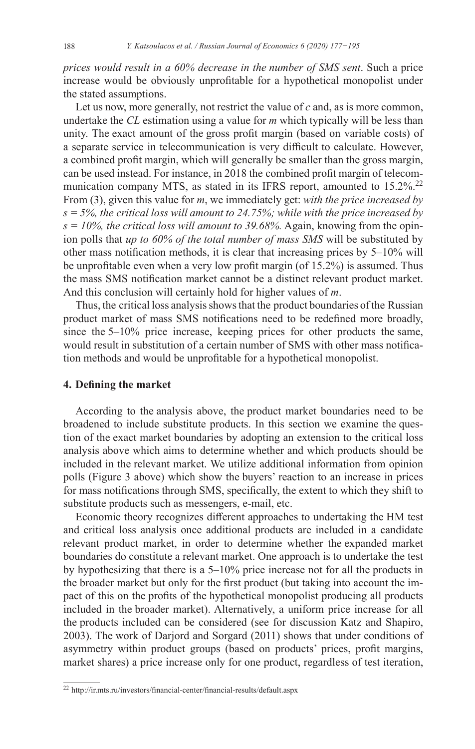*prices would result in a 60% decrease in the number of SMS sent*. Such a price increase would be obviously unprofitable for a hypothetical monopolist under the stated assumptions.

Let us now, more generally, not restrict the value of $c$ and, as is more common, undertake the $CL$ estimation using a value for $m$ which typically will be less than unity. The exact amount of the gross profit margin (based on variable costs) of a separate service in telecommunication is very difficult to calculate. However, a combined profit margin, which will generally be smaller than the gross margin, can be used instead. For instance, in 2018 the combined profit margin of telecommunication company MTS, as stated in its IFRS report, amounted to 15.2%.[22] From (3), given this value for $m$, we immediately get: *with the price increased by $s = 5\%$, the critical loss will amount to 24.75%; while with the price increased by $s = 10\%$, the critical loss will amount to 39.68%.* Again, knowing from the opinion polls that *up to 60% of the total number of mass SMS* will be substituted by other mass notification methods, it is clear that increasing prices by 5–10% will be unprofitable even when a very low profit margin (of 15.2%) is assumed. Thus the mass SMS notification market cannot be a distinct relevant product market. And this conclusion will certainly hold for higher values of $m$.

Thus, the critical loss analysis shows that the product boundaries of the Russian product market of mass SMS notifications need to be redefined more broadly, since the 5–10% price increase, keeping prices for other products the same, would result in substitution of a certain number of SMS with other mass notification methods and would be unprofitable for a hypothetical monopolist.

## 4. Defining the market

According to the analysis above, the product market boundaries need to be broadened to include substitute products. In this section we examine the question of the exact market boundaries by adopting an extension to the critical loss analysis above which aims to determine whether and which products should be included in the relevant market. We utilize additional information from opinion polls (Figure 3 above) which show the buyers' reaction to an increase in prices for mass notifications through SMS, specifically, the extent to which they shift to substitute products such as messengers, e-mail, etc.

Economic theory recognizes different approaches to undertaking the HM test and critical loss analysis once additional products are included in a candidate relevant product market, in order to determine whether the expanded market boundaries do constitute a relevant market. One approach is to undertake the test by hypothesizing that there is a 5–10% price increase not for all the products in the broader market but only for the first product (but taking into account the impact of this on the profits of the hypothetical monopolist producing all products included in the broader market). Alternatively, a uniform price increase for all the products included can be considered (see for discussion Katz and Shapiro, 2003). The work of Darjord and Sorgard (2011) shows that under conditions of asymmetry within product groups (based on products' prices, profit margins, market shares) a price increase only for one product, regardless of test iteration,

[22] http://ir.mts.ru/investors/financial-center/financial-results/default.aspx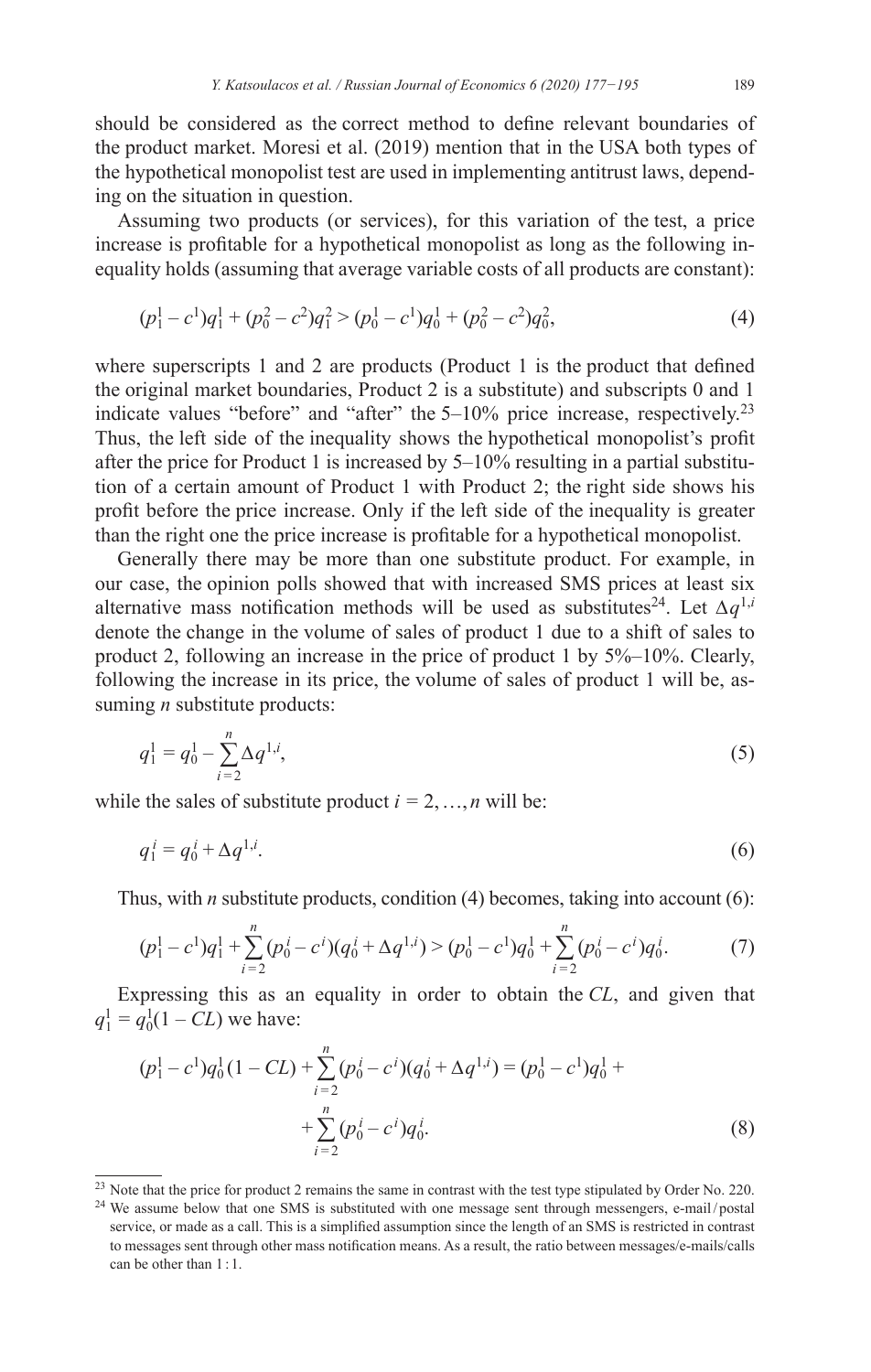should be considered as the correct method to define relevant boundaries of the product market. Moresi et al. (2019) mention that in the USA both types of the hypothetical monopolist test are used in implementing antitrust laws, depending on the situation in question.

Assuming two products (or services), for this variation of the test, a price increase is profitable for a hypothetical monopolist as long as the following inequality holds (assuming that average variable costs of all products are constant):

$$(p_1^1 - c^1)q_1^1 + (p_0^2 - c^2)q_1^2 > (p_0^1 - c^1)q_0^1 + (p_0^2 - c^2)q_0^2, \tag{4}$$

where superscripts 1 and 2 are products (Product 1 is the product that defined the original market boundaries, Product 2 is a substitute) and subscripts 0 and 1 indicate values "before" and "after" the 5–10% price increase, respectively.[23] Thus, the left side of the inequality shows the hypothetical monopolist's profit after the price for Product 1 is increased by 5–10% resulting in a partial substitution of a certain amount of Product 1 with Product 2; the right side shows his profit before the price increase. Only if the left side of the inequality is greater than the right one the price increase is profitable for a hypothetical monopolist.

Generally there may be more than one substitute product. For example, in our case, the opinion polls showed that with increased SMS prices at least six alternative mass notification methods will be used as substitutes[24]. Let $\Delta q^{1,i}$ denote the change in the volume of sales of product 1 due to a shift of sales to product 2, following an increase in the price of product 1 by 5%–10%. Clearly, following the increase in its price, the volume of sales of product 1 will be, assuming $n$ substitute products:

$$q_1^1 = q_0^1 - \sum_{i=2}^{n} \Delta q^{1,i}, \tag{5}$$

while the sales of substitute product $i = 2, \ldots, n$ will be:

$$q_1^i = q_0^i + \Delta q^{1,i}. \tag{6}$$

Thus, with $n$ substitute products, condition (4) becomes, taking into account (6):

$$(p_1^1 - c^1)q_1^1 + \sum_{i=2}^{n} (p_0^i - c^i)(q_0^i + \Delta q^{1,i}) > (p_0^1 - c^1)q_0^1 + \sum_{i=2}^{n} (p_0^i - c^i)q_0^i. \tag{7}$$

Expressing this as an equality in order to obtain the $CL$, and given that $q_1^1 = q_0^1(1 - CL)$ we have:

$$(p_1^1 - c^1)q_0^1(1 - CL) + \sum_{i=2}^{n} (p_0^i - c^i)(q_0^i + \Delta q^{1,i}) = (p_0^1 - c^1)q_0^1 + \sum_{i=2}^{n} (p_0^i - c^i)q_0^i. \tag{8}$$

[23] Note that the price for product 2 remains the same in contrast with the test type stipulated by Order No. 220.

[24] We assume below that one SMS is substituted with one message sent through messengers, e-mail / postal service, or made as a call. This is a simplified assumption since the length of an SMS is restricted in contrast to messages sent through other mass notification means. As a result, the ratio between messages/e-mails/calls can be other than 1 : 1.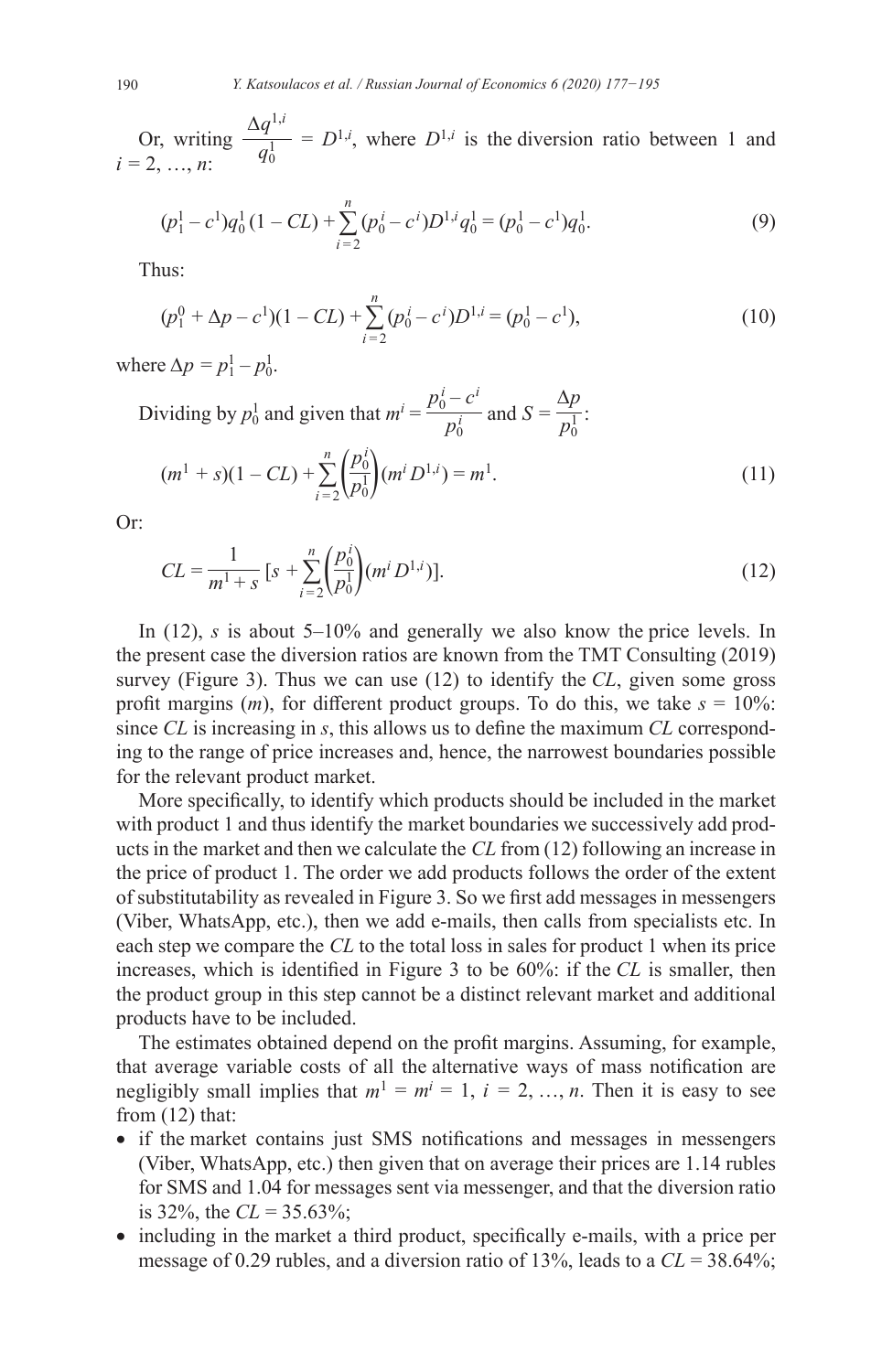Or, writing $\dfrac{\Delta q^{1,i}}{q_0^1} = D^{1,i}$, where $D^{1,i}$ is the diversion ratio between 1 and $i = 2, \ldots, n$:

$$(p_1^1 - c^1)q_0^1(1 - CL) + \sum_{i=2}^{n}(p_0^i - c^i)D^{1,i}q_0^1 = (p_0^1 - c^1)q_0^1. \tag{9}$$

Thus:

$$(p_1^0 + \Delta p - c^1)(1 - CL) + \sum_{i=2}^{n}(p_0^i - c^i)D^{1,i} = (p_0^1 - c^1), \tag{10}$$

where $\Delta p = p_1^1 - p_0^1$.

Dividing by $p_0^1$ and given that $m^i = \dfrac{p_0^i - c^i}{p_0^i}$ and $S = \dfrac{\Delta p}{p_0^1}$:

$$(m^1 + s)(1 - CL) + \sum_{i=2}^{n}\left(\frac{p_0^i}{p_0^1}\right)(m^i D^{1,i}) = m^1. \tag{11}$$

Or:

$$CL = \frac{1}{m^1 + s}\left[s + \sum_{i=2}^{n}\left(\frac{p_0^i}{p_0^1}\right)(m^i D^{1,i})\right]. \tag{12}$$

In (12), $s$ is about 5–10% and generally we also know the price levels. In the present case the diversion ratios are known from the TMT Consulting (2019) survey (Figure 3). Thus we can use (12) to identify the $CL$, given some gross profit margins ($m$), for different product groups. To do this, we take $s = 10\%$: since $CL$ is increasing in $s$, this allows us to define the maximum $CL$ corresponding to the range of price increases and, hence, the narrowest boundaries possible for the relevant product market.

More specifically, to identify which products should be included in the market with product 1 and thus identify the market boundaries we successively add products in the market and then we calculate the $CL$ from (12) following an increase in the price of product 1. The order we add products follows the order of the extent of substitutability as revealed in Figure 3. So we first add messages in messengers (Viber, WhatsApp, etc.), then we add e-mails, then calls from specialists etc. In each step we compare the $CL$ to the total loss in sales for product 1 when its price increases, which is identified in Figure 3 to be 60%: if the $CL$ is smaller, then the product group in this step cannot be a distinct relevant market and additional products have to be included.

The estimates obtained depend on the profit margins. Assuming, for example, that average variable costs of all the alternative ways of mass notification are negligibly small implies that $m^1 = m^i = 1$, $i = 2, \ldots, n$. Then it is easy to see from (12) that:

- if the market contains just SMS notifications and messages in messengers (Viber, WhatsApp, etc.) then given that on average their prices are 1.14 rubles for SMS and 1.04 for messages sent via messenger, and that the diversion ratio is 32%, the $CL = 35.63\%$;
- including in the market a third product, specifically e-mails, with a price per message of 0.29 rubles, and a diversion ratio of 13%, leads to a $CL = 38.64\%$;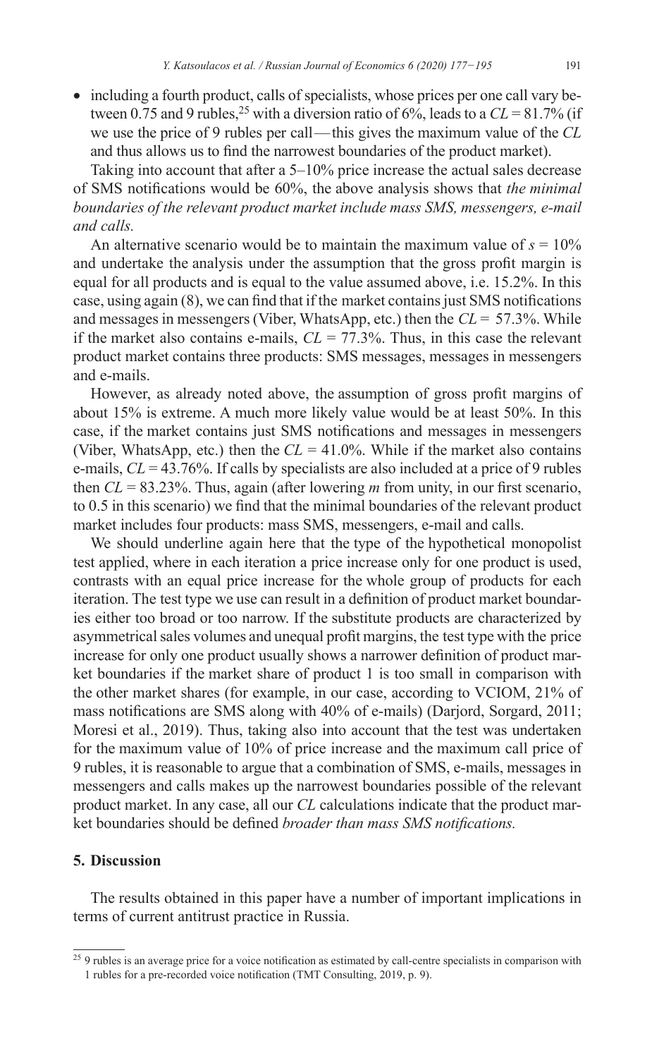- including a fourth product, calls of specialists, whose prices per one call vary between 0.75 and 9 rubles,[25] with a diversion ratio of 6%, leads to a $CL = 81.7\%$ (if we use the price of 9 rubles per call—this gives the maximum value of the $CL$ and thus allows us to find the narrowest boundaries of the product market).

Taking into account that after a 5–10% price increase the actual sales decrease of SMS notifications would be 60%, the above analysis shows that *the minimal boundaries of the relevant product market include mass SMS, messengers, e-mail and calls.*

An alternative scenario would be to maintain the maximum value of $s = 10\%$ and undertake the analysis under the assumption that the gross profit margin is equal for all products and is equal to the value assumed above, i.e. 15.2%. In this case, using again (8), we can find that if the market contains just SMS notifications and messages in messengers (Viber, WhatsApp, etc.) then the $CL = 57.3\%$. While if the market also contains e-mails, $CL = 77.3\%$. Thus, in this case the relevant product market contains three products: SMS messages, messages in messengers and e-mails.

However, as already noted above, the assumption of gross profit margins of about 15% is extreme. A much more likely value would be at least 50%. In this case, if the market contains just SMS notifications and messages in messengers (Viber, WhatsApp, etc.) then the $CL = 41.0\%$. While if the market also contains e-mails, $CL = 43.76\%$. If calls by specialists are also included at a price of 9 rubles then $CL = 83.23\%$. Thus, again (after lowering $m$ from unity, in our first scenario, to 0.5 in this scenario) we find that the minimal boundaries of the relevant product market includes four products: mass SMS, messengers, e-mail and calls.

We should underline again here that the type of the hypothetical monopolist test applied, where in each iteration a price increase only for one product is used, contrasts with an equal price increase for the whole group of products for each iteration. The test type we use can result in a definition of product market boundaries either too broad or too narrow. If the substitute products are characterized by asymmetrical sales volumes and unequal profit margins, the test type with the price increase for only one product usually shows a narrower definition of product market boundaries if the market share of product 1 is too small in comparison with the other market shares (for example, in our case, according to VCIOM, 21% of mass notifications are SMS along with 40% of e-mails) (Darjord, Sorgard, 2011; Moresi et al., 2019). Thus, taking also into account that the test was undertaken for the maximum value of 10% of price increase and the maximum call price of 9 rubles, it is reasonable to argue that a combination of SMS, e-mails, messages in messengers and calls makes up the narrowest boundaries possible of the relevant product market. In any case, all our $CL$ calculations indicate that the product market boundaries should be defined *broader than mass SMS notifications.*

## 5. Discussion

The results obtained in this paper have a number of important implications in terms of current antitrust practice in Russia.

[25] 9 rubles is an average price for a voice notification as estimated by call-centre specialists in comparison with 1 rubles for a pre-recorded voice notification (TMT Consulting, 2019, p. 9).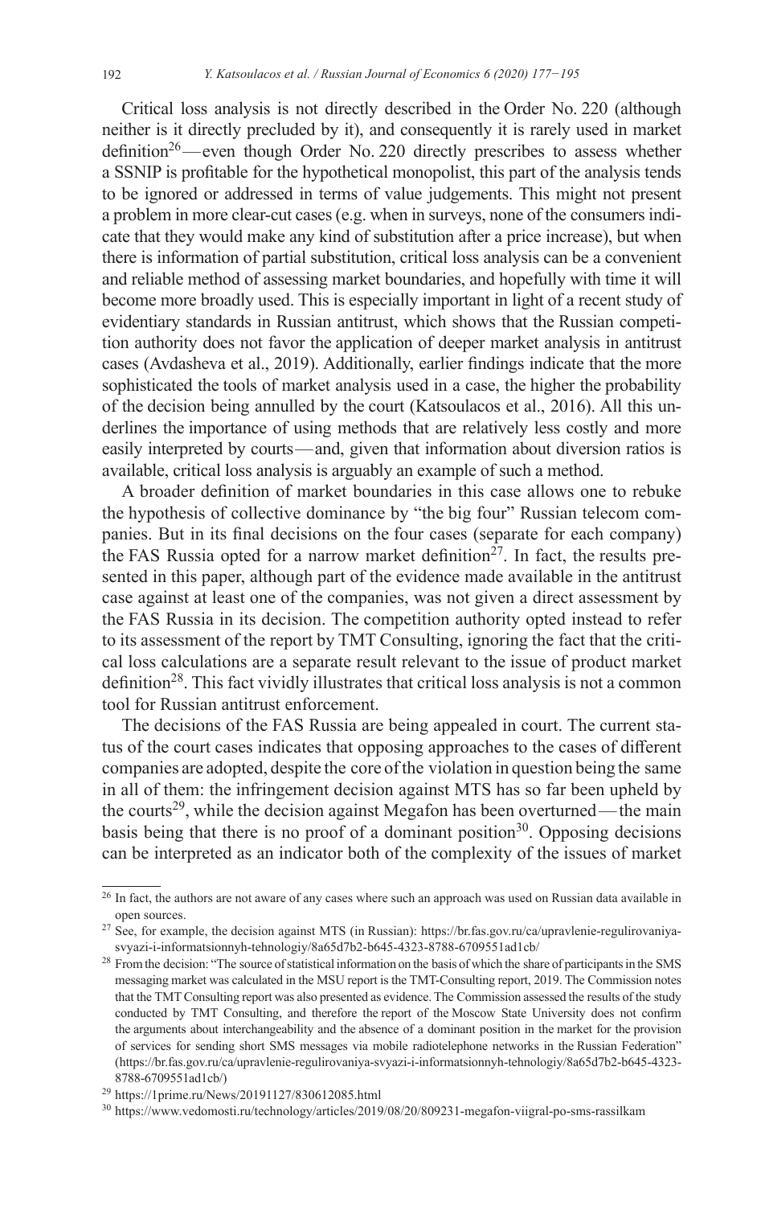Critical loss analysis is not directly described in the Order No. 220 (although neither is it directly precluded by it), and consequently it is rarely used in market definition[26]— even though Order No. 220 directly prescribes to assess whether a SSNIP is profitable for the hypothetical monopolist, this part of the analysis tends to be ignored or addressed in terms of value judgements. This might not present a problem in more clear-cut cases (e.g. when in surveys, none of the consumers indicate that they would make any kind of substitution after a price increase), but when there is information of partial substitution, critical loss analysis can be a convenient and reliable method of assessing market boundaries, and hopefully with time it will become more broadly used. This is especially important in light of a recent study of evidentiary standards in Russian antitrust, which shows that the Russian competition authority does not favor the application of deeper market analysis in antitrust cases (Avdasheva et al., 2019). Additionally, earlier findings indicate that the more sophisticated the tools of market analysis used in a case, the higher the probability of the decision being annulled by the court (Katsoulacos et al., 2016). All this underlines the importance of using methods that are relatively less costly and more easily interpreted by courts— and, given that information about diversion ratios is available, critical loss analysis is arguably an example of such a method.

A broader definition of market boundaries in this case allows one to rebuke the hypothesis of collective dominance by "the big four" Russian telecom companies. But in its final decisions on the four cases (separate for each company) the FAS Russia opted for a narrow market definition[27]. In fact, the results presented in this paper, although part of the evidence made available in the antitrust case against at least one of the companies, was not given a direct assessment by the FAS Russia in its decision. The competition authority opted instead to refer to its assessment of the report by TMT Consulting, ignoring the fact that the critical loss calculations are a separate result relevant to the issue of product market definition[28]. This fact vividly illustrates that critical loss analysis is not a common tool for Russian antitrust enforcement.

The decisions of the FAS Russia are being appealed in court. The current status of the court cases indicates that opposing approaches to the cases of different companies are adopted, despite the core of the violation in question being the same in all of them: the infringement decision against MTS has so far been upheld by the courts[29], while the decision against Megafon has been overturned— the main basis being that there is no proof of a dominant position[30]. Opposing decisions can be interpreted as an indicator both of the complexity of the issues of market

---

[26] In fact, the authors are not aware of any cases where such an approach was used on Russian data available in open sources.

[27] See, for example, the decision against MTS (in Russian): https://br.fas.gov.ru/ca/upravlenie-regulirovaniya-svyazi-i-informatsionnyh-tehnologiy/8a65d7b2-b645-4323-8788-6709551ad1cb/

[28] From the decision: "The source of statistical information on the basis of which the share of participants in the SMS messaging market was calculated in the MSU report is the TMT-Consulting report, 2019. The Commission notes that the TMT Consulting report was also presented as evidence. The Commission assessed the results of the study conducted by TMT Consulting, and therefore the report of the Moscow State University does not confirm the arguments about interchangeability and the absence of a dominant position in the market for the provision of services for sending short SMS messages via mobile radiotelephone networks in the Russian Federation" (https://br.fas.gov.ru/ca/upravlenie-regulirovaniya-svyazi-i-informatsionnyh-tehnologiy/8a65d7b2-b645-4323-8788-6709551ad1cb/)

[29] https://1prime.ru/News/20191127/830612085.html

[30] https://www.vedomosti.ru/technology/articles/2019/08/20/809231-megafon-viigral-po-sms-rassilkam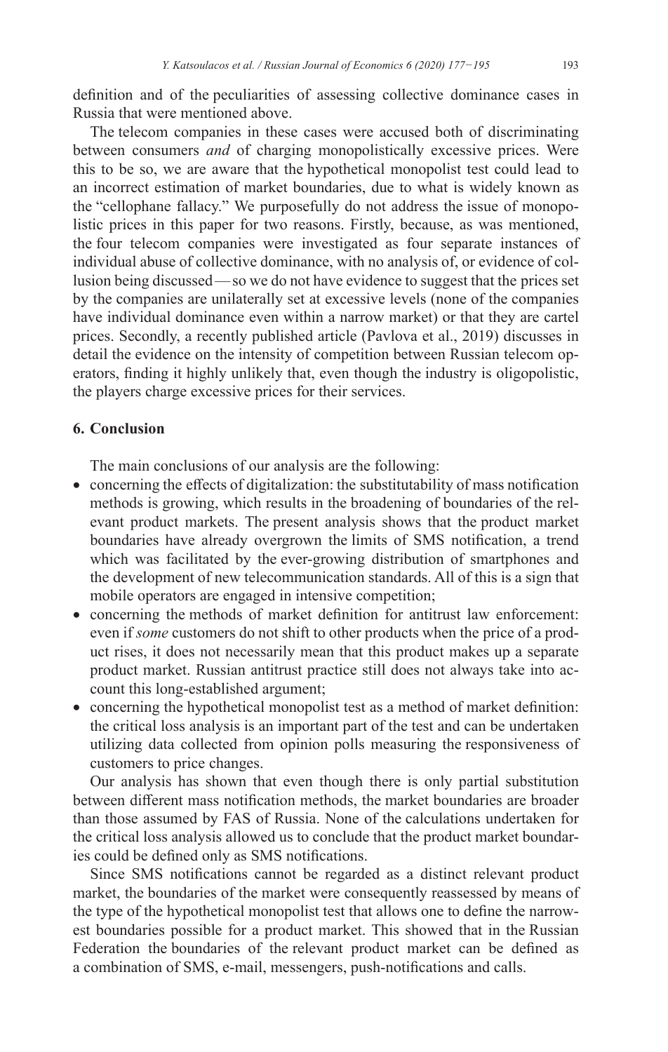definition and of the peculiarities of assessing collective dominance cases in Russia that were mentioned above.

The telecom companies in these cases were accused both of discriminating between consumers *and* of charging monopolistically excessive prices. Were this to be so, we are aware that the hypothetical monopolist test could lead to an incorrect estimation of market boundaries, due to what is widely known as the "cellophane fallacy." We purposefully do not address the issue of monopolistic prices in this paper for two reasons. Firstly, because, as was mentioned, the four telecom companies were investigated as four separate instances of individual abuse of collective dominance, with no analysis of, or evidence of collusion being discussed — so we do not have evidence to suggest that the prices set by the companies are unilaterally set at excessive levels (none of the companies have individual dominance even within a narrow market) or that they are cartel prices. Secondly, a recently published article (Pavlova et al., 2019) discusses in detail the evidence on the intensity of competition between Russian telecom operators, finding it highly unlikely that, even though the industry is oligopolistic, the players charge excessive prices for their services.

## 6. Conclusion

The main conclusions of our analysis are the following:

- concerning the effects of digitalization: the substitutability of mass notification methods is growing, which results in the broadening of boundaries of the relevant product markets. The present analysis shows that the product market boundaries have already overgrown the limits of SMS notification, a trend which was facilitated by the ever-growing distribution of smartphones and the development of new telecommunication standards. All of this is a sign that mobile operators are engaged in intensive competition;
- concerning the methods of market definition for antitrust law enforcement: even if *some* customers do not shift to other products when the price of a product rises, it does not necessarily mean that this product makes up a separate product market. Russian antitrust practice still does not always take into account this long-established argument;
- concerning the hypothetical monopolist test as a method of market definition: the critical loss analysis is an important part of the test and can be undertaken utilizing data collected from opinion polls measuring the responsiveness of customers to price changes.

Our analysis has shown that even though there is only partial substitution between different mass notification methods, the market boundaries are broader than those assumed by FAS of Russia. None of the calculations undertaken for the critical loss analysis allowed us to conclude that the product market boundaries could be defined only as SMS notifications.

Since SMS notifications cannot be regarded as a distinct relevant product market, the boundaries of the market were consequently reassessed by means of the type of the hypothetical monopolist test that allows one to define the narrowest boundaries possible for a product market. This showed that in the Russian Federation the boundaries of the relevant product market can be defined as a combination of SMS, e-mail, messengers, push-notifications and calls.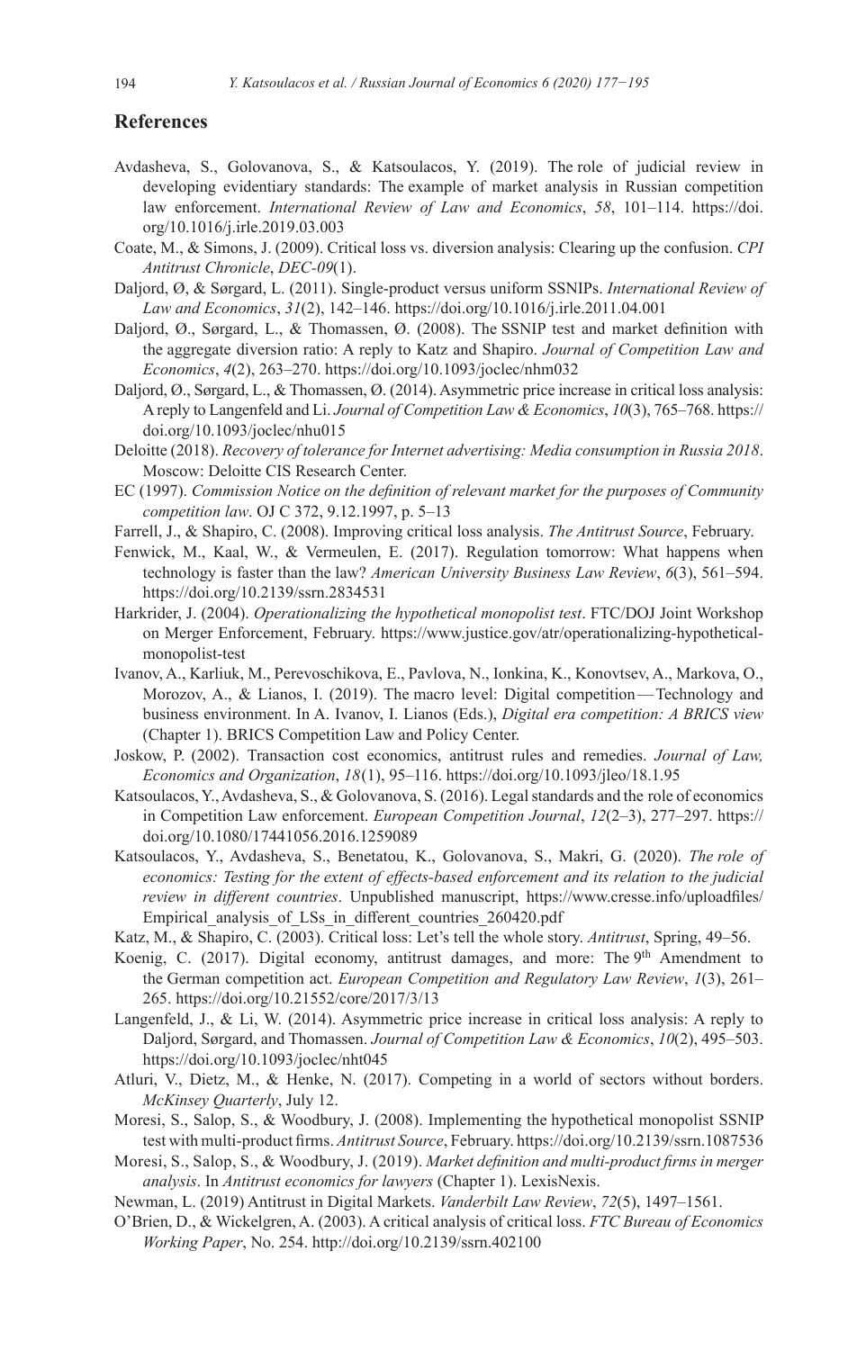## References

Avdasheva, S., Golovanova, S., & Katsoulacos, Y. (2019). The role of judicial review in developing evidentiary standards: The example of market analysis in Russian competition law enforcement. *International Review of Law and Economics*, *58*, 101–114. https://doi.org/10.1016/j.irle.2019.03.003

Coate, M., & Simons, J. (2009). Critical loss vs. diversion analysis: Clearing up the confusion. *CPI Antitrust Chronicle*, *DEC-09*(1).

Daljord, Ø, & Sørgard, L. (2011). Single-product versus uniform SSNIPs. *International Review of Law and Economics*, *31*(2), 142–146. https://doi.org/10.1016/j.irle.2011.04.001

Daljord, Ø., Sørgard, L., & Thomassen, Ø. (2008). The SSNIP test and market definition with the aggregate diversion ratio: A reply to Katz and Shapiro. *Journal of Competition Law and Economics*, *4*(2), 263–270. https://doi.org/10.1093/joclec/nhm032

Daljord, Ø., Sørgard, L., & Thomassen, Ø. (2014). Asymmetric price increase in critical loss analysis: A reply to Langenfeld and Li. *Journal of Competition Law & Economics*, *10*(3), 765–768. https://doi.org/10.1093/joclec/nhu015

Deloitte (2018). *Recovery of tolerance for Internet advertising: Media consumption in Russia 2018*. Moscow: Deloitte CIS Research Center.

EC (1997). *Commission Notice on the definition of relevant market for the purposes of Community competition law*. OJ C 372, 9.12.1997, p. 5–13

Farrell, J., & Shapiro, C. (2008). Improving critical loss analysis. *The Antitrust Source*, February.

Fenwick, M., Kaal, W., & Vermeulen, E. (2017). Regulation tomorrow: What happens when technology is faster than the law? *American University Business Law Review*, *6*(3), 561–594. https://doi.org/10.2139/ssrn.2834531

Harkrider, J. (2004). *Operationalizing the hypothetical monopolist test*. FTC/DOJ Joint Workshop on Merger Enforcement, February. https://www.justice.gov/atr/operationalizing-hypothetical-monopolist-test

Ivanov, A., Karliuk, M., Perevoschikova, E., Pavlova, N., Ionkina, K., Konovtsev, A., Markova, O., Morozov, A., & Lianos, I. (2019). The macro level: Digital competition — Technology and business environment. In A. Ivanov, I. Lianos (Eds.), *Digital era competition: A BRICS view* (Chapter 1). BRICS Competition Law and Policy Center.

Joskow, P. (2002). Transaction cost economics, antitrust rules and remedies. *Journal of Law, Economics and Organization*, *18*(1), 95–116. https://doi.org/10.1093/jleo/18.1.95

Katsoulacos, Y., Avdasheva, S., & Golovanova, S. (2016). Legal standards and the role of economics in Competition Law enforcement. *European Competition Journal*, *12*(2–3), 277–297. https://doi.org/10.1080/17441056.2016.1259089

Katsoulacos, Y., Avdasheva, S., Benetatou, K., Golovanova, S., Makri, G. (2020). *The role of economics: Testing for the extent of effects-based enforcement and its relation to the judicial review in different countries*. Unpublished manuscript, https://www.cresse.info/uploadfiles/Empirical_analysis_of_LSs_in_different_countries_260420.pdf

Katz, M., & Shapiro, C. (2003). Critical loss: Let's tell the whole story. *Antitrust*, Spring, 49–56.

Koenig, C. (2017). Digital economy, antitrust damages, and more: The 9th Amendment to the German competition act. *European Competition and Regulatory Law Review*, *1*(3), 261–265. https://doi.org/10.21552/core/2017/3/13

Langenfeld, J., & Li, W. (2014). Asymmetric price increase in critical loss analysis: A reply to Daljord, Sørgard, and Thomassen. *Journal of Competition Law & Economics*, *10*(2), 495–503. https://doi.org/10.1093/joclec/nht045

Atluri, V., Dietz, M., & Henke, N. (2017). Competing in a world of sectors without borders. *McKinsey Quarterly*, July 12.

Moresi, S., Salop, S., & Woodbury, J. (2008). Implementing the hypothetical monopolist SSNIP test with multi-product firms. *Antitrust Source*, February. https://doi.org/10.2139/ssrn.1087536

Moresi, S., Salop, S., & Woodbury, J. (2019). *Market definition and multi-product firms in merger analysis*. In *Antitrust economics for lawyers* (Chapter 1). LexisNexis.

Newman, L. (2019) Antitrust in Digital Markets. *Vanderbilt Law Review*, *72*(5), 1497–1561.

O'Brien, D., & Wickelgren, A. (2003). A critical analysis of critical loss. *FTC Bureau of Economics Working Paper*, No. 254. http://doi.org/10.2139/ssrn.402100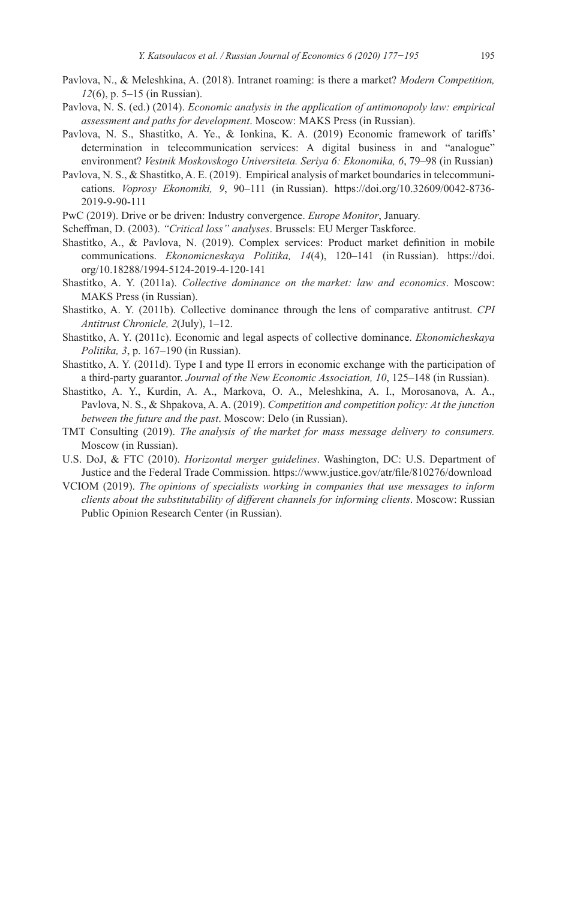Pavlova, N., & Meleshkina, A. (2018). Intranet roaming: is there a market? *Modern Competition, 12*(6), p. 5–15 (in Russian).

Pavlova, N. S. (ed.) (2014). *Economic analysis in the application of antimonopoly law: empirical assessment and paths for development*. Moscow: MAKS Press (in Russian).

Pavlova, N. S., Shastitko, A. Ye., & Ionkina, K. A. (2019) Economic framework of tariffs' determination in telecommunication services: A digital business in and "analogue" environment? *Vestnik Moskovskogo Universiteta. Seriya 6: Ekonomika, 6*, 79–98 (in Russian)

Pavlova, N. S., & Shastitko, A. E. (2019). Empirical analysis of market boundaries in telecommunications. *Voprosy Ekonomiki, 9*, 90–111 (in Russian). https://doi.org/10.32609/0042-8736-2019-9-90-111

PwC (2019). Drive or be driven: Industry convergence. *Europe Monitor*, January.

Scheffman, D. (2003). *"Critical loss" analyses*. Brussels: EU Merger Taskforce.

Shastitko, A., & Pavlova, N. (2019). Complex services: Product market definition in mobile communications. *Ekonomicneskaya Politika, 14*(4), 120–141 (in Russian). https://doi.org/10.18288/1994-5124-2019-4-120-141

Shastitko, A. Y. (2011a). *Collective dominance on the market: law and economics*. Moscow: MAKS Press (in Russian).

Shastitko, A. Y. (2011b). Collective dominance through the lens of comparative antitrust. *CPI Antitrust Chronicle, 2*(July), 1–12.

Shastitko, A. Y. (2011c). Economic and legal aspects of collective dominance. *Ekonomicheskaya Politika, 3*, p. 167–190 (in Russian).

Shastitko, A. Y. (2011d). Type I and type II errors in economic exchange with the participation of a third-party guarantor. *Journal of the New Economic Association, 10*, 125–148 (in Russian).

Shastitko, A. Y., Kurdin, A. A., Markova, O. A., Meleshkina, A. I., Morosanova, A. A., Pavlova, N. S., & Shpakova, A. A. (2019). *Competition and competition policy: At the junction between the future and the past*. Moscow: Delo (in Russian).

TMT Consulting (2019). *The analysis of the market for mass message delivery to consumers.* Moscow (in Russian).

U.S. DoJ, & FTC (2010). *Horizontal merger guidelines*. Washington, DC: U.S. Department of Justice and the Federal Trade Commission. https://www.justice.gov/atr/file/810276/download

VCIOM (2019). *The opinions of specialists working in companies that use messages to inform clients about the substitutability of different channels for informing clients*. Moscow: Russian Public Opinion Research Center (in Russian).